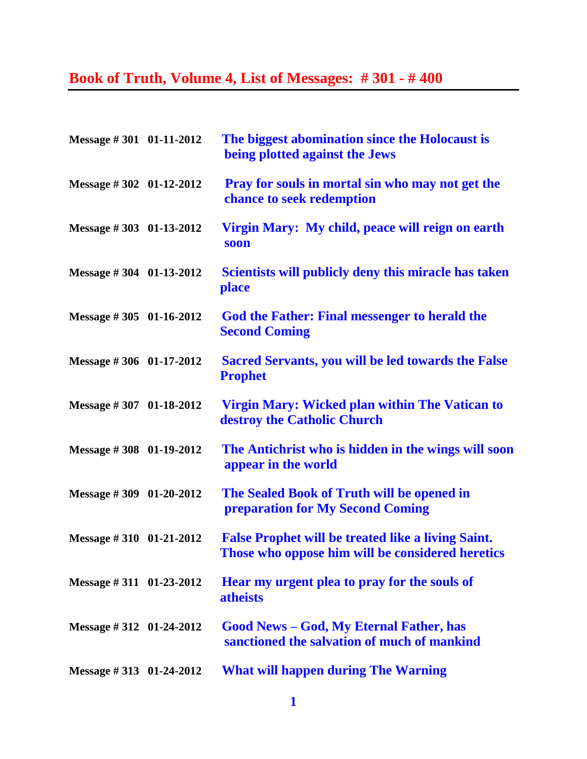# Book of Truth, Volume 4, List of Messages: # 301 - # 400

| | | |
|---|---|---|
| Message # 301 | 01-11-2012 | **The biggest abomination since the Holocaust is being plotted against the Jews** |
| Message # 302 | 01-12-2012 | **Pray for souls in mortal sin who may not get the chance to seek redemption** |
| Message # 303 | 01-13-2012 | **Virgin Mary: My child, peace will reign on earth soon** |
| Message # 304 | 01-13-2012 | **Scientists will publicly deny this miracle has taken place** |
| Message # 305 | 01-16-2012 | **God the Father: Final messenger to herald the Second Coming** |
| Message # 306 | 01-17-2012 | **Sacred Servants, you will be led towards the False Prophet** |
| Message # 307 | 01-18-2012 | **Virgin Mary: Wicked plan within The Vatican to destroy the Catholic Church** |
| Message # 308 | 01-19-2012 | **The Antichrist who is hidden in the wings will soon appear in the world** |
| Message # 309 | 01-20-2012 | **The Sealed Book of Truth will be opened in preparation for My Second Coming** |
| Message # 310 | 01-21-2012 | **False Prophet will be treated like a living Saint. Those who oppose him will be considered heretics** |
| Message # 311 | 01-23-2012 | **Hear my urgent plea to pray for the souls of atheists** |
| Message # 312 | 01-24-2012 | **Good News – God, My Eternal Father, has sanctioned the salvation of much of mankind** |
| Message # 313 | 01-24-2012 | **What will happen during The Warning** |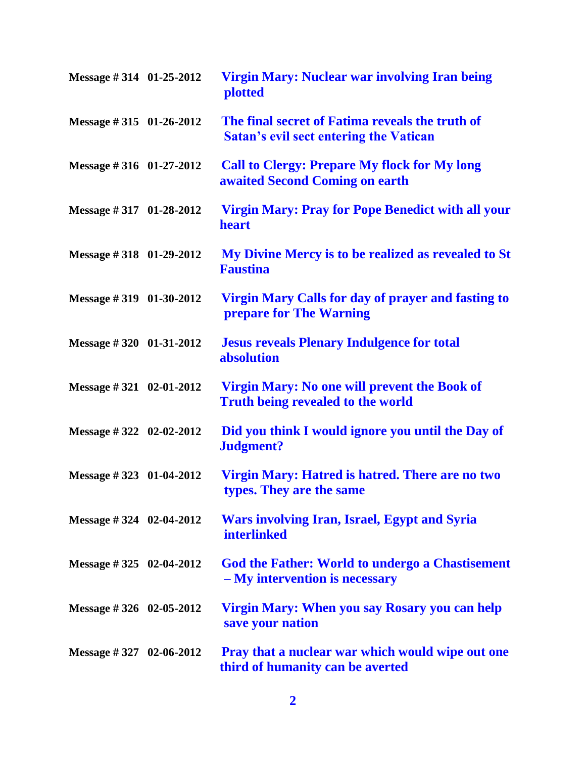| | | |
|---|---|---|
| **Message # 314** | **01-25-2012** | **Virgin Mary: Nuclear war involving Iran being plotted** |
| **Message # 315** | **01-26-2012** | **The final secret of Fatima reveals the truth of Satan's evil sect entering the Vatican** |
| **Message # 316** | **01-27-2012** | **Call to Clergy: Prepare My flock for My long awaited Second Coming on earth** |
| **Message # 317** | **01-28-2012** | **Virgin Mary: Pray for Pope Benedict with all your heart** |
| **Message # 318** | **01-29-2012** | **My Divine Mercy is to be realized as revealed to St Faustina** |
| **Message # 319** | **01-30-2012** | **Virgin Mary Calls for day of prayer and fasting to prepare for The Warning** |
| **Message # 320** | **01-31-2012** | **Jesus reveals Plenary Indulgence for total absolution** |
| **Message # 321** | **02-01-2012** | **Virgin Mary: No one will prevent the Book of Truth being revealed to the world** |
| **Message # 322** | **02-02-2012** | **Did you think I would ignore you until the Day of Judgment?** |
| **Message # 323** | **01-04-2012** | **Virgin Mary: Hatred is hatred. There are no two types. They are the same** |
| **Message # 324** | **02-04-2012** | **Wars involving Iran, Israel, Egypt and Syria interlinked** |
| **Message # 325** | **02-04-2012** | **God the Father: World to undergo a Chastisement – My intervention is necessary** |
| **Message # 326** | **02-05-2012** | **Virgin Mary: When you say Rosary you can help save your nation** |
| **Message # 327** | **02-06-2012** | **Pray that a nuclear war which would wipe out one third of humanity can be averted** |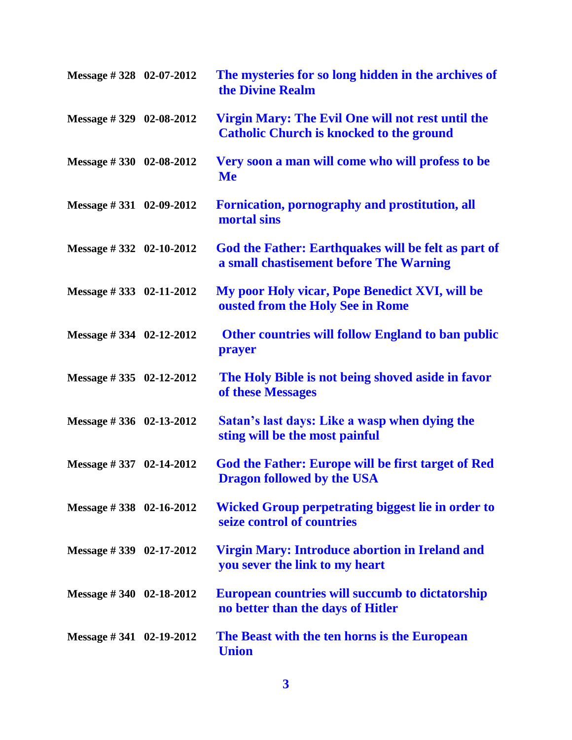| | | |
|---|---|---|
| **Message # 328** | **02-07-2012** | **The mysteries for so long hidden in the archives of the Divine Realm** |
| **Message # 329** | **02-08-2012** | **Virgin Mary: The Evil One will not rest until the Catholic Church is knocked to the ground** |
| **Message # 330** | **02-08-2012** | **Very soon a man will come who will profess to be Me** |
| **Message # 331** | **02-09-2012** | **Fornication, pornography and prostitution, all mortal sins** |
| **Message # 332** | **02-10-2012** | **God the Father: Earthquakes will be felt as part of a small chastisement before The Warning** |
| **Message # 333** | **02-11-2012** | **My poor Holy vicar, Pope Benedict XVI, will be ousted from the Holy See in Rome** |
| **Message # 334** | **02-12-2012** | **Other countries will follow England to ban public prayer** |
| **Message # 335** | **02-12-2012** | **The Holy Bible is not being shoved aside in favor of these Messages** |
| **Message # 336** | **02-13-2012** | **Satan's last days: Like a wasp when dying the sting will be the most painful** |
| **Message # 337** | **02-14-2012** | **God the Father: Europe will be first target of Red Dragon followed by the USA** |
| **Message # 338** | **02-16-2012** | **Wicked Group perpetrating biggest lie in order to seize control of countries** |
| **Message # 339** | **02-17-2012** | **Virgin Mary: Introduce abortion in Ireland and you sever the link to my heart** |
| **Message # 340** | **02-18-2012** | **European countries will succumb to dictatorship no better than the days of Hitler** |
| **Message # 341** | **02-19-2012** | **The Beast with the ten horns is the European Union** |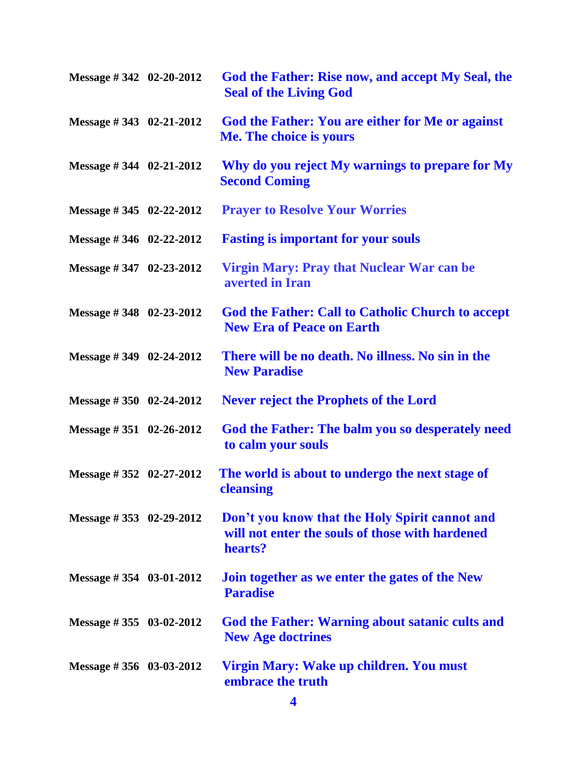| | | |
|---|---|---|
| **Message # 342** | **02-20-2012** | **God the Father: Rise now, and accept My Seal, the Seal of the Living God** |
| **Message # 343** | **02-21-2012** | **God the Father: You are either for Me or against Me. The choice is yours** |
| **Message # 344** | **02-21-2012** | **Why do you reject My warnings to prepare for My Second Coming** |
| **Message # 345** | **02-22-2012** | **Prayer to Resolve Your Worries** |
| **Message # 346** | **02-22-2012** | **Fasting is important for your souls** |
| **Message # 347** | **02-23-2012** | **Virgin Mary: Pray that Nuclear War can be averted in Iran** |
| **Message # 348** | **02-23-2012** | **God the Father: Call to Catholic Church to accept New Era of Peace on Earth** |
| **Message # 349** | **02-24-2012** | **There will be no death. No illness. No sin in the New Paradise** |
| **Message # 350** | **02-24-2012** | **Never reject the Prophets of the Lord** |
| **Message # 351** | **02-26-2012** | **God the Father: The balm you so desperately need to calm your souls** |
| **Message # 352** | **02-27-2012** | **The world is about to undergo the next stage of cleansing** |
| **Message # 353** | **02-29-2012** | **Don't you know that the Holy Spirit cannot and will not enter the souls of those with hardened hearts?** |
| **Message # 354** | **03-01-2012** | **Join together as we enter the gates of the New Paradise** |
| **Message # 355** | **03-02-2012** | **God the Father: Warning about satanic cults and New Age doctrines** |
| **Message # 356** | **03-03-2012** | **Virgin Mary: Wake up children. You must embrace the truth** |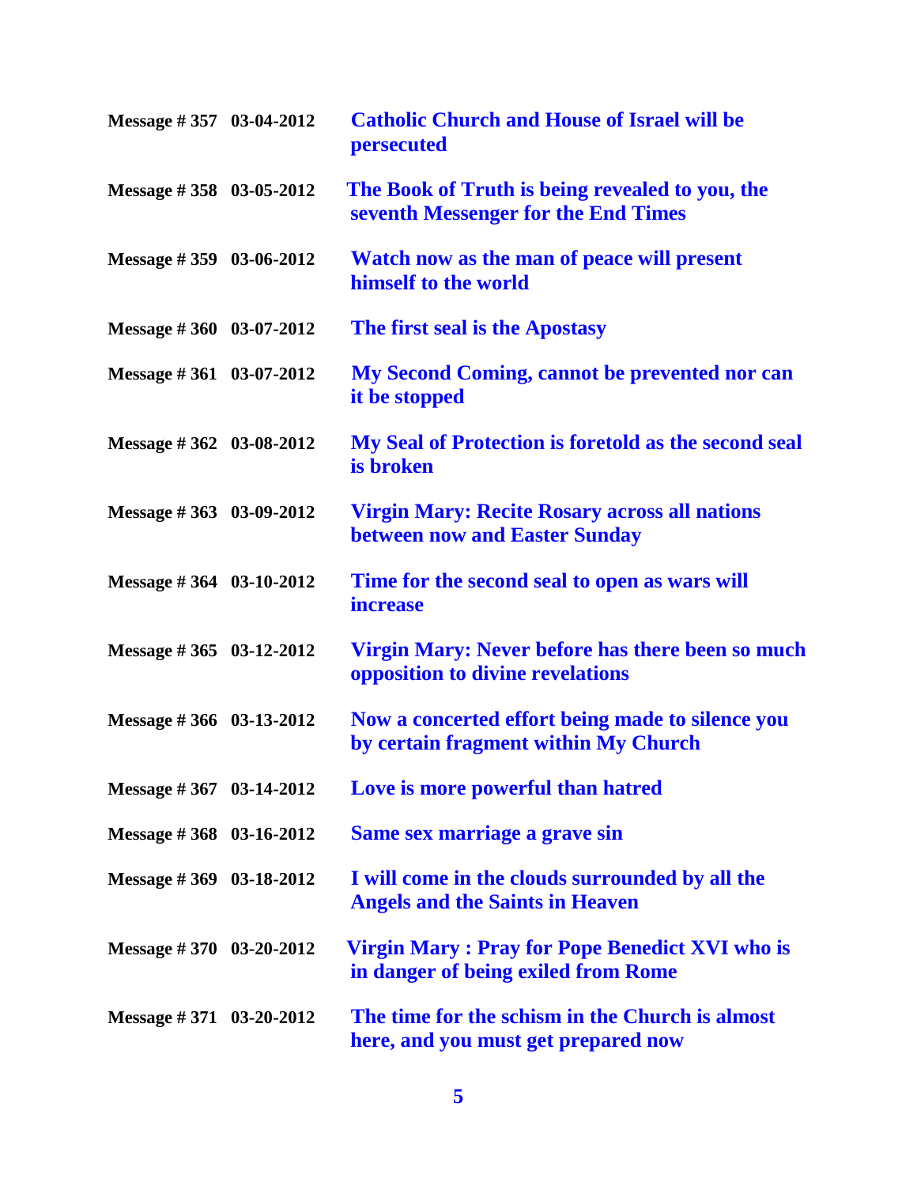| | | |
|---|---|---|
| **Message # 357** | **03-04-2012** | **Catholic Church and House of Israel will be persecuted** |
| **Message # 358** | **03-05-2012** | **The Book of Truth is being revealed to you, the seventh Messenger for the End Times** |
| **Message # 359** | **03-06-2012** | **Watch now as the man of peace will present himself to the world** |
| **Message # 360** | **03-07-2012** | **The first seal is the Apostasy** |
| **Message # 361** | **03-07-2012** | **My Second Coming, cannot be prevented nor can it be stopped** |
| **Message # 362** | **03-08-2012** | **My Seal of Protection is foretold as the second seal is broken** |
| **Message # 363** | **03-09-2012** | **Virgin Mary: Recite Rosary across all nations between now and Easter Sunday** |
| **Message # 364** | **03-10-2012** | **Time for the second seal to open as wars will increase** |
| **Message # 365** | **03-12-2012** | **Virgin Mary: Never before has there been so much opposition to divine revelations** |
| **Message # 366** | **03-13-2012** | **Now a concerted effort being made to silence you by certain fragment within My Church** |
| **Message # 367** | **03-14-2012** | **Love is more powerful than hatred** |
| **Message # 368** | **03-16-2012** | **Same sex marriage a grave sin** |
| **Message # 369** | **03-18-2012** | **I will come in the clouds surrounded by all the Angels and the Saints in Heaven** |
| **Message # 370** | **03-20-2012** | **Virgin Mary : Pray for Pope Benedict XVI who is in danger of being exiled from Rome** |
| **Message # 371** | **03-20-2012** | **The time for the schism in the Church is almost here, and you must get prepared now** |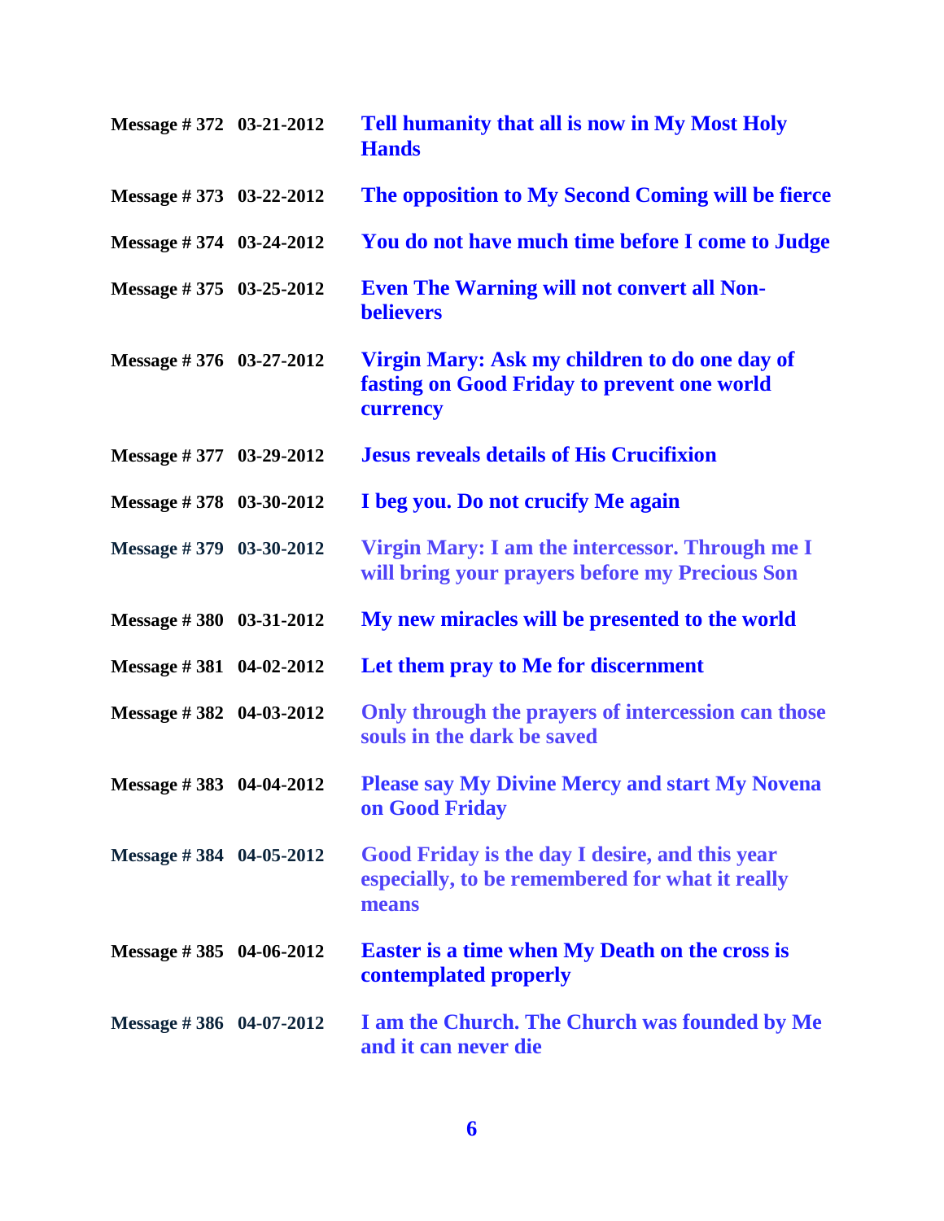| | | |
|---|---|---|
| **Message # 372** | **03-21-2012** | **Tell humanity that all is now in My Most Holy Hands** |
| **Message # 373** | **03-22-2012** | **The opposition to My Second Coming will be fierce** |
| **Message # 374** | **03-24-2012** | **You do not have much time before I come to Judge** |
| **Message # 375** | **03-25-2012** | **Even The Warning will not convert all Non-believers** |
| **Message # 376** | **03-27-2012** | **Virgin Mary: Ask my children to do one day of fasting on Good Friday to prevent one world currency** |
| **Message # 377** | **03-29-2012** | **Jesus reveals details of His Crucifixion** |
| **Message # 378** | **03-30-2012** | **I beg you. Do not crucify Me again** |
| **Message # 379** | **03-30-2012** | **Virgin Mary: I am the intercessor. Through me I will bring your prayers before my Precious Son** |
| **Message # 380** | **03-31-2012** | **My new miracles will be presented to the world** |
| **Message # 381** | **04-02-2012** | **Let them pray to Me for discernment** |
| **Message # 382** | **04-03-2012** | **Only through the prayers of intercession can those souls in the dark be saved** |
| **Message # 383** | **04-04-2012** | **Please say My Divine Mercy and start My Novena on Good Friday** |
| **Message # 384** | **04-05-2012** | **Good Friday is the day I desire, and this year especially, to be remembered for what it really means** |
| **Message # 385** | **04-06-2012** | **Easter is a time when My Death on the cross is contemplated properly** |
| **Message # 386** | **04-07-2012** | **I am the Church. The Church was founded by Me and it can never die** |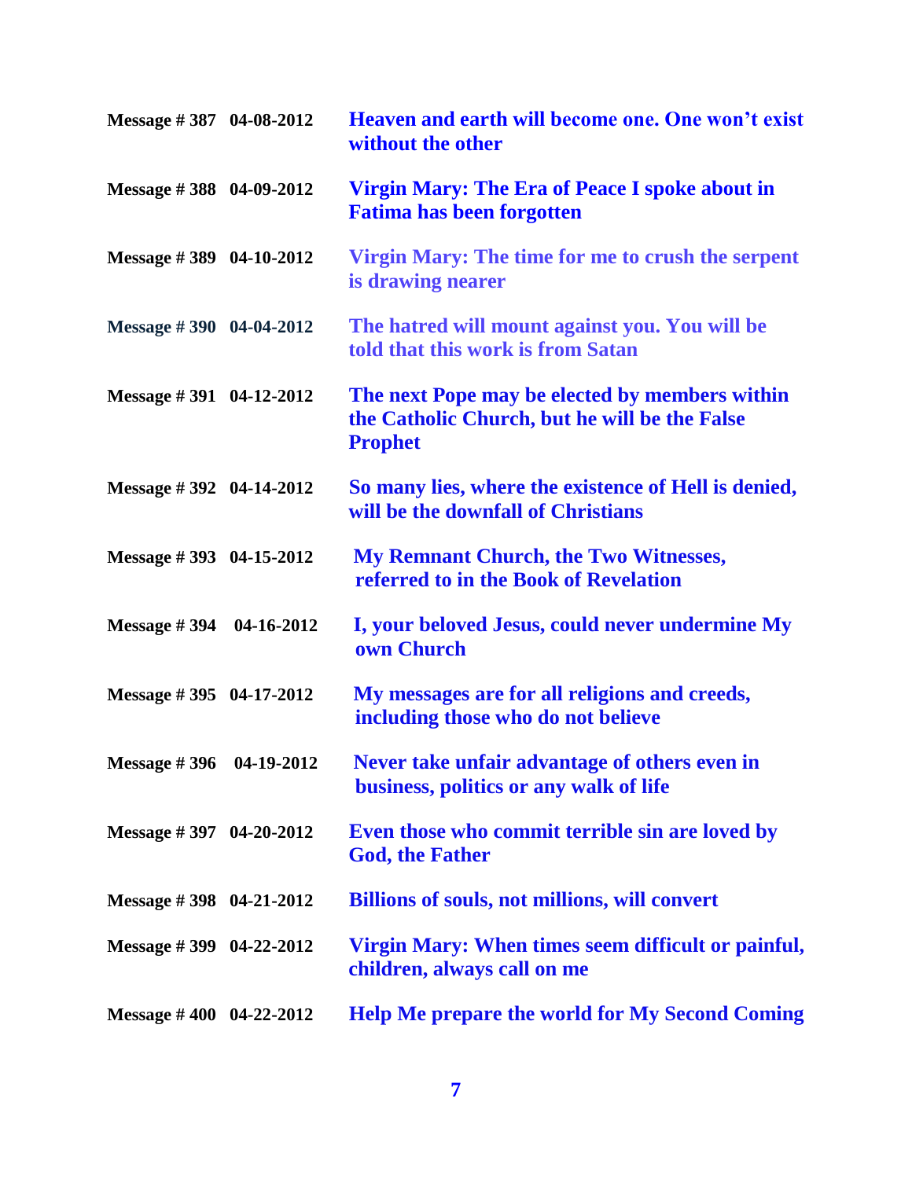| | | |
|---|---|---|
| **Message # 387** | **04-08-2012** | **Heaven and earth will become one. One won't exist without the other** |
| **Message # 388** | **04-09-2012** | **Virgin Mary: The Era of Peace I spoke about in Fatima has been forgotten** |
| **Message # 389** | **04-10-2012** | **Virgin Mary: The time for me to crush the serpent is drawing nearer** |
| **Message # 390** | **04-04-2012** | **The hatred will mount against you. You will be told that this work is from Satan** |
| **Message # 391** | **04-12-2012** | **The next Pope may be elected by members within the Catholic Church, but he will be the False Prophet** |
| **Message # 392** | **04-14-2012** | **So many lies, where the existence of Hell is denied, will be the downfall of Christians** |
| **Message # 393** | **04-15-2012** | **My Remnant Church, the Two Witnesses, referred to in the Book of Revelation** |
| **Message # 394** | **04-16-2012** | **I, your beloved Jesus, could never undermine My own Church** |
| **Message # 395** | **04-17-2012** | **My messages are for all religions and creeds, including those who do not believe** |
| **Message # 396** | **04-19-2012** | **Never take unfair advantage of others even in business, politics or any walk of life** |
| **Message # 397** | **04-20-2012** | **Even those who commit terrible sin are loved by God, the Father** |
| **Message # 398** | **04-21-2012** | **Billions of souls, not millions, will convert** |
| **Message # 399** | **04-22-2012** | **Virgin Mary: When times seem difficult or painful, children, always call on me** |
| **Message # 400** | **04-22-2012** | **Help Me prepare the world for My Second Coming** |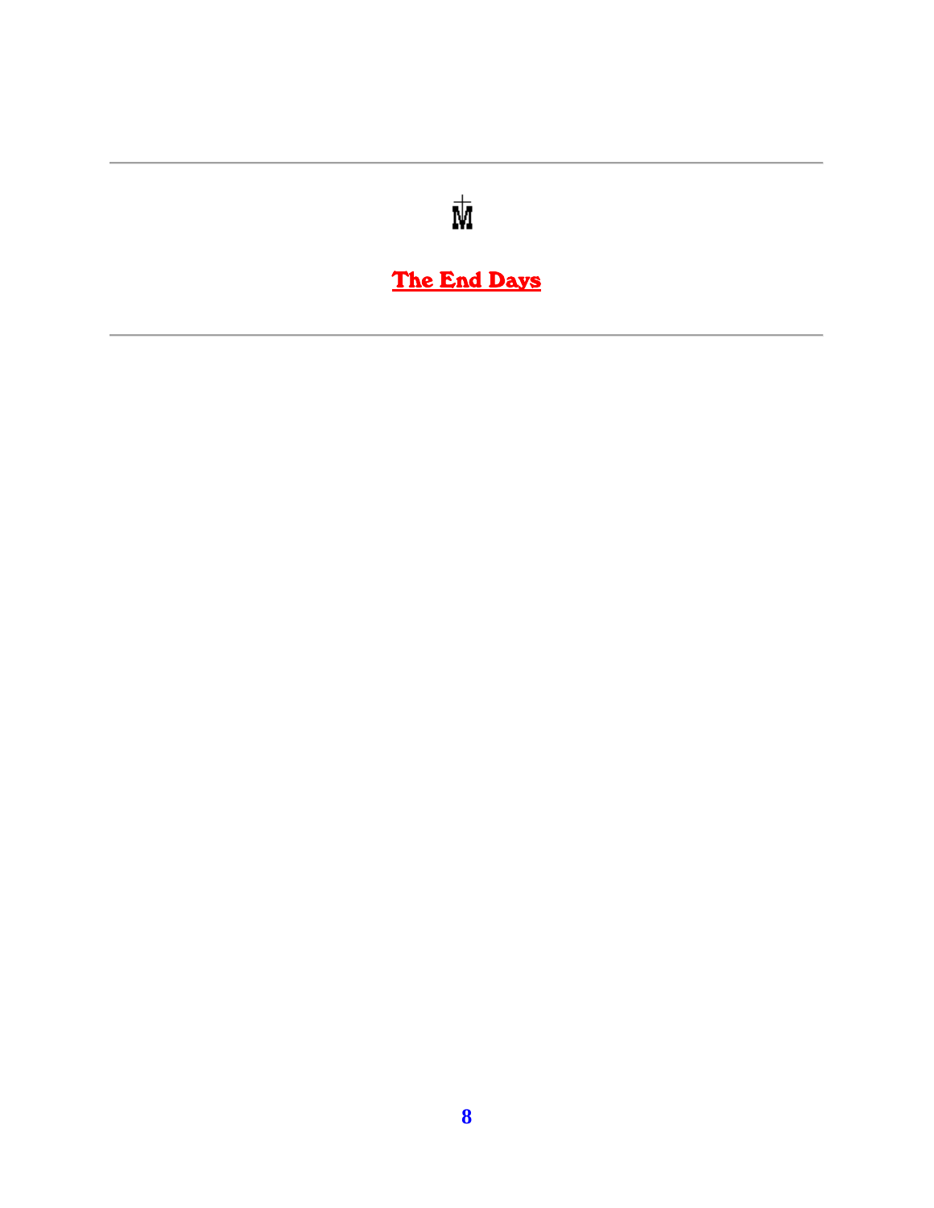---

M

**The End Days**

---